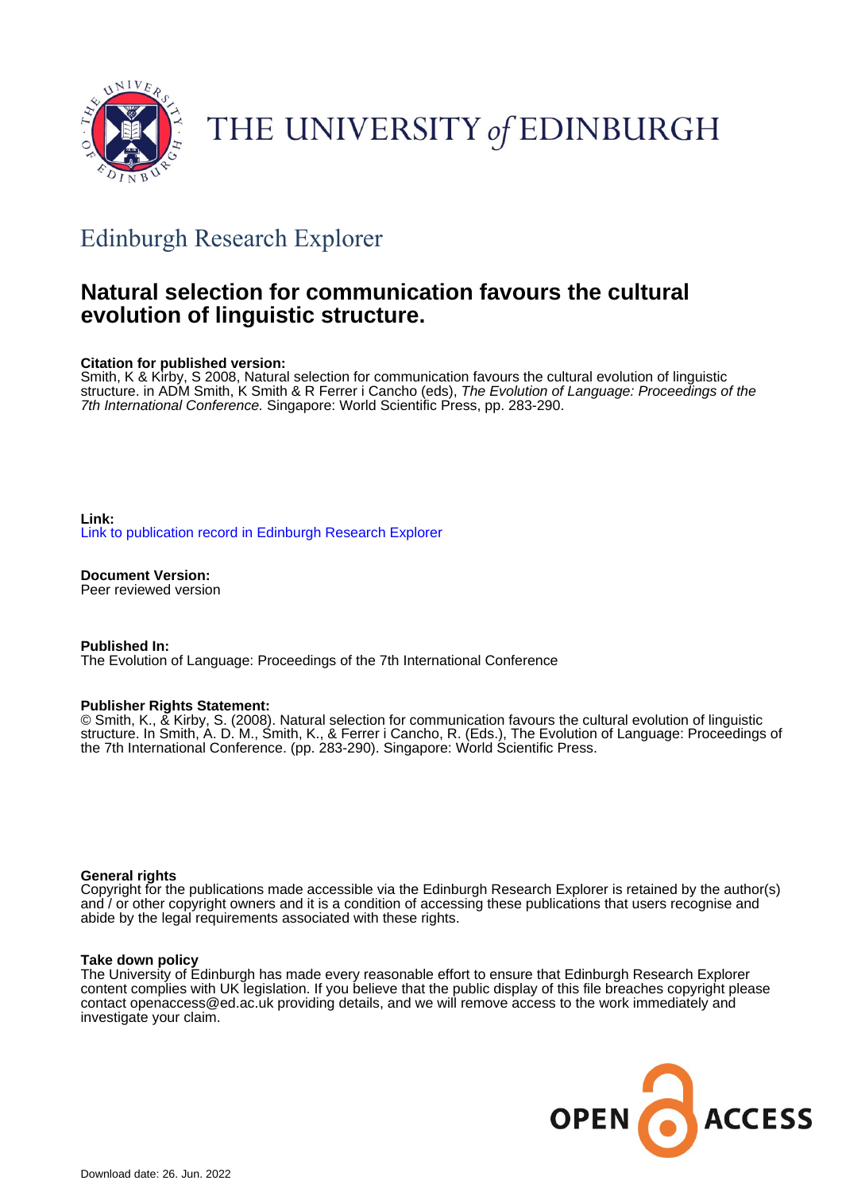THE UNIVERSITY *of* EDINBURGH

## Edinburgh Research Explorer

# Natural selection for communication favours the cultural evolution of linguistic structure.

**Citation for published version:**
Smith, K & Kirby, S 2008, Natural selection for communication favours the cultural evolution of linguistic structure. in ADM Smith, K Smith & R Ferrer i Cancho (eds), *The Evolution of Language: Proceedings of the 7th International Conference.* Singapore: World Scientific Press, pp. 283-290.

**Link:**
Link to publication record in Edinburgh Research Explorer

**Document Version:**
Peer reviewed version

**Published In:**
The Evolution of Language: Proceedings of the 7th International Conference

**Publisher Rights Statement:**
© Smith, K., & Kirby, S. (2008). Natural selection for communication favours the cultural evolution of linguistic structure. In Smith, A. D. M., Smith, K., & Ferrer i Cancho, R. (Eds.), The Evolution of Language: Proceedings of the 7th International Conference. (pp. 283-290). Singapore: World Scientific Press.

**General rights**
Copyright for the publications made accessible via the Edinburgh Research Explorer is retained by the author(s) and / or other copyright owners and it is a condition of accessing these publications that users recognise and abide by the legal requirements associated with these rights.

**Take down policy**
The University of Edinburgh has made every reasonable effort to ensure that Edinburgh Research Explorer content complies with UK legislation. If you believe that the public display of this file breaches copyright please contact openaccess@ed.ac.uk providing details, and we will remove access to the work immediately and investigate your claim.

OPEN ACCESS

Download date: 26. Jun. 2022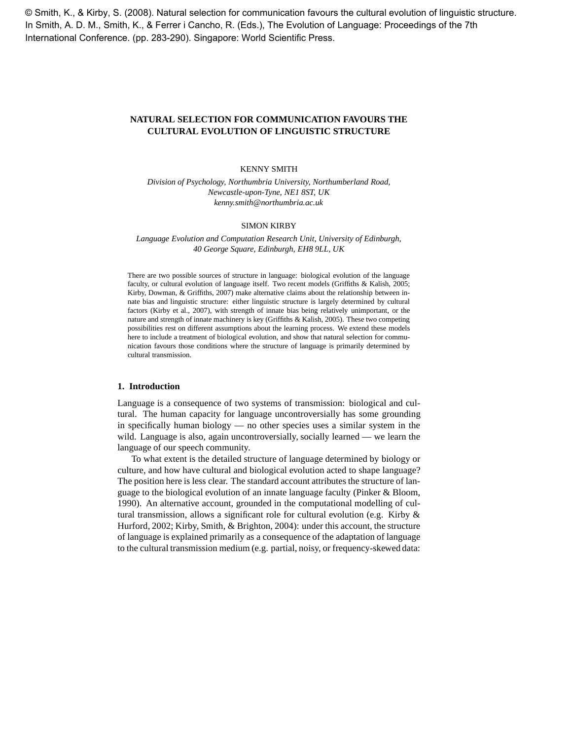© Smith, K., & Kirby, S. (2008). Natural selection for communication favours the cultural evolution of linguistic structure. In Smith, A. D. M., Smith, K., & Ferrer i Cancho, R. (Eds.), The Evolution of Language: Proceedings of the 7th International Conference. (pp. 283-290). Singapore: World Scientific Press.

# NATURAL SELECTION FOR COMMUNICATION FAVOURS THE CULTURAL EVOLUTION OF LINGUISTIC STRUCTURE

KENNY SMITH

*Division of Psychology, Northumbria University, Northumberland Road, Newcastle-upon-Tyne, NE1 8ST, UK*
*kenny.smith@northumbria.ac.uk*

SIMON KIRBY

*Language Evolution and Computation Research Unit, University of Edinburgh, 40 George Square, Edinburgh, EH8 9LL, UK*

There are two possible sources of structure in language: biological evolution of the language faculty, or cultural evolution of language itself. Two recent models (Griffiths & Kalish, 2005; Kirby, Dowman, & Griffiths, 2007) make alternative claims about the relationship between innate bias and linguistic structure: either linguistic structure is largely determined by cultural factors (Kirby et al., 2007), with strength of innate bias being relatively unimportant, or the nature and strength of innate machinery is key (Griffiths & Kalish, 2005). These two competing possibilities rest on different assumptions about the learning process. We extend these models here to include a treatment of biological evolution, and show that natural selection for communication favours those conditions where the structure of language is primarily determined by cultural transmission.

## 1. Introduction

Language is a consequence of two systems of transmission: biological and cultural. The human capacity for language uncontroversially has some grounding in specifically human biology — no other species uses a similar system in the wild. Language is also, again uncontroversially, socially learned — we learn the language of our speech community.

To what extent is the detailed structure of language determined by biology or culture, and how have cultural and biological evolution acted to shape language? The position here is less clear. The standard account attributes the structure of language to the biological evolution of an innate language faculty (Pinker & Bloom, 1990). An alternative account, grounded in the computational modelling of cultural transmission, allows a significant role for cultural evolution (e.g. Kirby & Hurford, 2002; Kirby, Smith, & Brighton, 2004): under this account, the structure of language is explained primarily as a consequence of the adaptation of language to the cultural transmission medium (e.g. partial, noisy, or frequency-skewed data: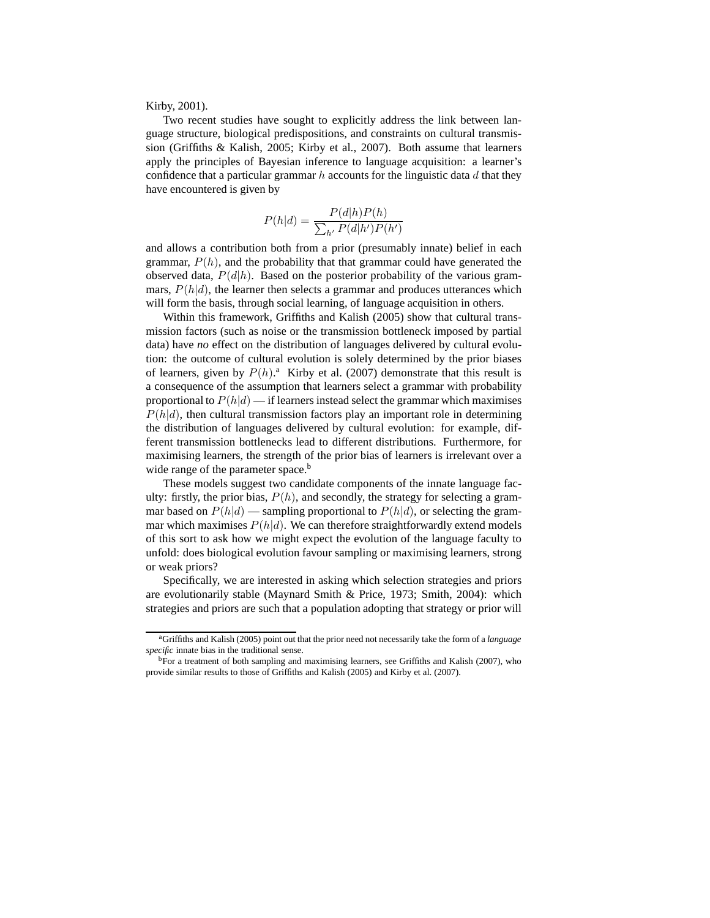Kirby, 2001).

Two recent studies have sought to explicitly address the link between language structure, biological predispositions, and constraints on cultural transmission (Griffiths & Kalish, 2005; Kirby et al., 2007). Both assume that learners apply the principles of Bayesian inference to language acquisition: a learner's confidence that a particular grammar $h$ accounts for the linguistic data $d$ that they have encountered is given by

$$P(h|d) = \frac{P(d|h)P(h)}{\sum_{h'} P(d|h')P(h')}$$

and allows a contribution both from a prior (presumably innate) belief in each grammar, $P(h)$, and the probability that that grammar could have generated the observed data, $P(d|h)$. Based on the posterior probability of the various grammars, $P(h|d)$, the learner then selects a grammar and produces utterances which will form the basis, through social learning, of language acquisition in others.

Within this framework, Griffiths and Kalish (2005) show that cultural transmission factors (such as noise or the transmission bottleneck imposed by partial data) have *no* effect on the distribution of languages delivered by cultural evolution: the outcome of cultural evolution is solely determined by the prior biases of learners, given by $P(h)$.[a] Kirby et al. (2007) demonstrate that this result is a consequence of the assumption that learners select a grammar with probability proportional to $P(h|d)$ — if learners instead select the grammar which maximises $P(h|d)$, then cultural transmission factors play an important role in determining the distribution of languages delivered by cultural evolution: for example, different transmission bottlenecks lead to different distributions. Furthermore, for maximising learners, the strength of the prior bias of learners is irrelevant over a wide range of the parameter space.[b]

These models suggest two candidate components of the innate language faculty: firstly, the prior bias, $P(h)$, and secondly, the strategy for selecting a grammar based on $P(h|d)$ — sampling proportional to $P(h|d)$, or selecting the grammar which maximises $P(h|d)$. We can therefore straightforwardly extend models of this sort to ask how we might expect the evolution of the language faculty to unfold: does biological evolution favour sampling or maximising learners, strong or weak priors?

Specifically, we are interested in asking which selection strategies and priors are evolutionarily stable (Maynard Smith & Price, 1973; Smith, 2004): which strategies and priors are such that a population adopting that strategy or prior will

---

[a] Griffiths and Kalish (2005) point out that the prior need not necessarily take the form of a *language specific* innate bias in the traditional sense.

[b] For a treatment of both sampling and maximising learners, see Griffiths and Kalish (2007), who provide similar results to those of Griffiths and Kalish (2005) and Kirby et al. (2007).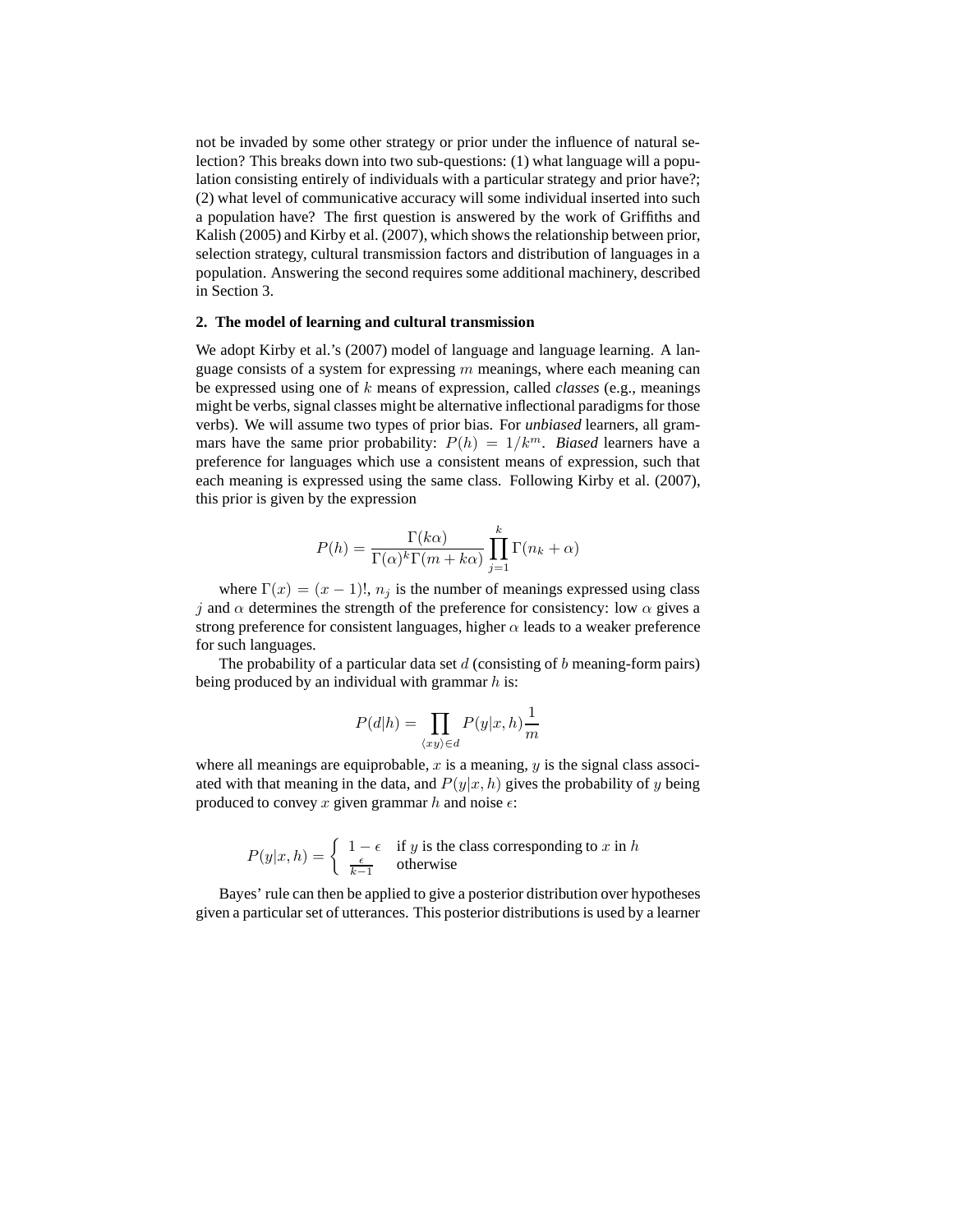not be invaded by some other strategy or prior under the influence of natural selection? This breaks down into two sub-questions: (1) what language will a population consisting entirely of individuals with a particular strategy and prior have?; (2) what level of communicative accuracy will some individual inserted into such a population have? The first question is answered by the work of Griffiths and Kalish (2005) and Kirby et al. (2007), which shows the relationship between prior, selection strategy, cultural transmission factors and distribution of languages in a population. Answering the second requires some additional machinery, described in Section 3.

## 2. The model of learning and cultural transmission

We adopt Kirby et al.'s (2007) model of language and language learning. A language consists of a system for expressing $m$ meanings, where each meaning can be expressed using one of $k$ means of expression, called *classes* (e.g., meanings might be verbs, signal classes might be alternative inflectional paradigms for those verbs). We will assume two types of prior bias. For *unbiased* learners, all grammars have the same prior probability: $P(h) = 1/k^m$. *Biased* learners have a preference for languages which use a consistent means of expression, such that each meaning is expressed using the same class. Following Kirby et al. (2007), this prior is given by the expression

$$P(h) = \frac{\Gamma(k\alpha)}{\Gamma(\alpha)^k \Gamma(m + k\alpha)} \prod_{j=1}^{k} \Gamma(n_k + \alpha)$$

where $\Gamma(x) = (x-1)!$, $n_j$ is the number of meanings expressed using class $j$ and $\alpha$ determines the strength of the preference for consistency: low $\alpha$ gives a strong preference for consistent languages, higher $\alpha$ leads to a weaker preference for such languages.

The probability of a particular data set $d$ (consisting of $b$ meaning-form pairs) being produced by an individual with grammar $h$ is:

$$P(d|h) = \prod_{\langle xy \rangle \in d} P(y|x, h) \frac{1}{m}$$

where all meanings are equiprobable, $x$ is a meaning, $y$ is the signal class associated with that meaning in the data, and $P(y|x, h)$ gives the probability of $y$ being produced to convey $x$ given grammar $h$ and noise $\epsilon$:

$$P(y|x, h) = \begin{cases} 1 - \epsilon & \text{if } y \text{ is the class corresponding to } x \text{ in } h \\ \frac{\epsilon}{k-1} & \text{otherwise} \end{cases}$$

Bayes' rule can then be applied to give a posterior distribution over hypotheses given a particular set of utterances. This posterior distributions is used by a learner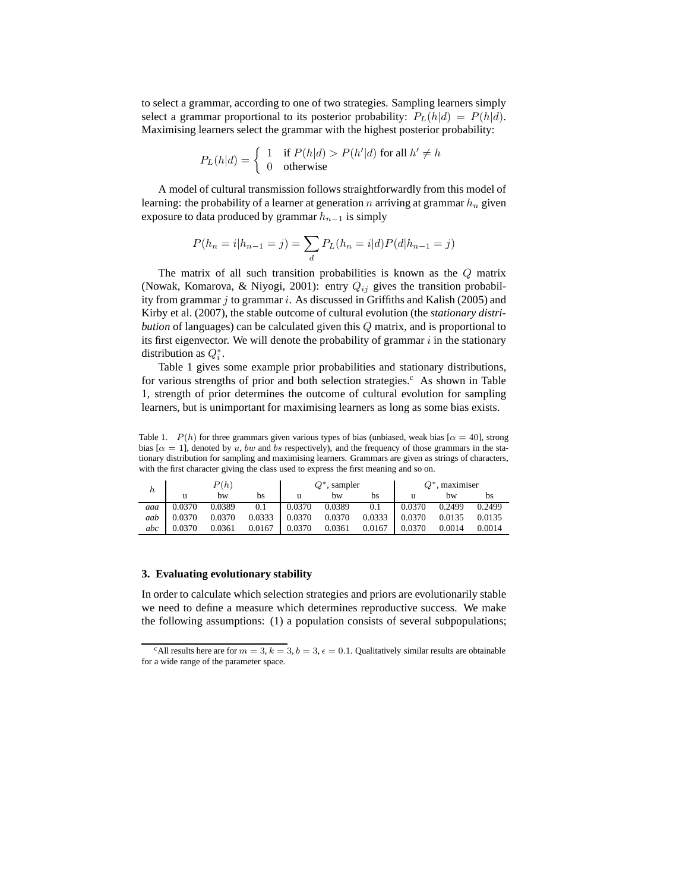to select a grammar, according to one of two strategies. Sampling learners simply select a grammar proportional to its posterior probability: $P_L(h|d) = P(h|d)$. Maximising learners select the grammar with the highest posterior probability:

$$P_L(h|d) = \begin{cases} 1 & \text{if } P(h|d) > P(h'|d) \text{ for all } h' \neq h \\ 0 & \text{otherwise} \end{cases}$$

A model of cultural transmission follows straightforwardly from this model of learning: the probability of a learner at generation $n$ arriving at grammar $h_n$ given exposure to data produced by grammar $h_{n-1}$ is simply

$$P(h_n = i | h_{n-1} = j) = \sum_d P_L(h_n = i|d) P(d|h_{n-1} = j)$$

The matrix of all such transition probabilities is known as the $Q$ matrix (Nowak, Komarova, & Niyogi, 2001): entry $Q_{ij}$ gives the transition probability from grammar $j$ to grammar $i$. As discussed in Griffiths and Kalish (2005) and Kirby et al. (2007), the stable outcome of cultural evolution (the *stationary distribution* of languages) can be calculated given this $Q$ matrix, and is proportional to its first eigenvector. We will denote the probability of grammar $i$ in the stationary distribution as $Q_i^*$.

Table 1 gives some example prior probabilities and stationary distributions, for various strengths of prior and both selection strategies.[c] As shown in Table 1, strength of prior determines the outcome of cultural evolution for sampling learners, but is unimportant for maximising learners as long as some bias exists.

Table 1. $P(h)$ for three grammars given various types of bias (unbiased, weak bias [$\alpha = 40$], strong bias [$\alpha = 1$], denoted by $u$, $bw$ and $bs$ respectively), and the frequency of those grammars in the stationary distribution for sampling and maximising learners. Grammars are given as strings of characters, with the first character giving the class used to express the first meaning and so on.

| $h$ | $P(h)$ | | | $Q^*$, sampler | | | $Q^*$, maximiser | | |
|---|---|---|---|---|---|---|---|---|---|
| | u | bw | bs | u | bw | bs | u | bw | bs |
| *aaa* | 0.0370 | 0.0389 | 0.1 | 0.0370 | 0.0389 | 0.1 | 0.0370 | 0.2499 | 0.2499 |
| *aab* | 0.0370 | 0.0370 | 0.0333 | 0.0370 | 0.0370 | 0.0333 | 0.0370 | 0.0135 | 0.0135 |
| *abc* | 0.0370 | 0.0361 | 0.0167 | 0.0370 | 0.0361 | 0.0167 | 0.0370 | 0.0014 | 0.0014 |

## 3. Evaluating evolutionary stability

In order to calculate which selection strategies and priors are evolutionarily stable we need to define a measure which determines reproductive success. We make the following assumptions: (1) a population consists of several subpopulations;

[c]All results here are for $m = 3, k = 3, b = 3, \epsilon = 0.1$. Qualitatively similar results are obtainable for a wide range of the parameter space.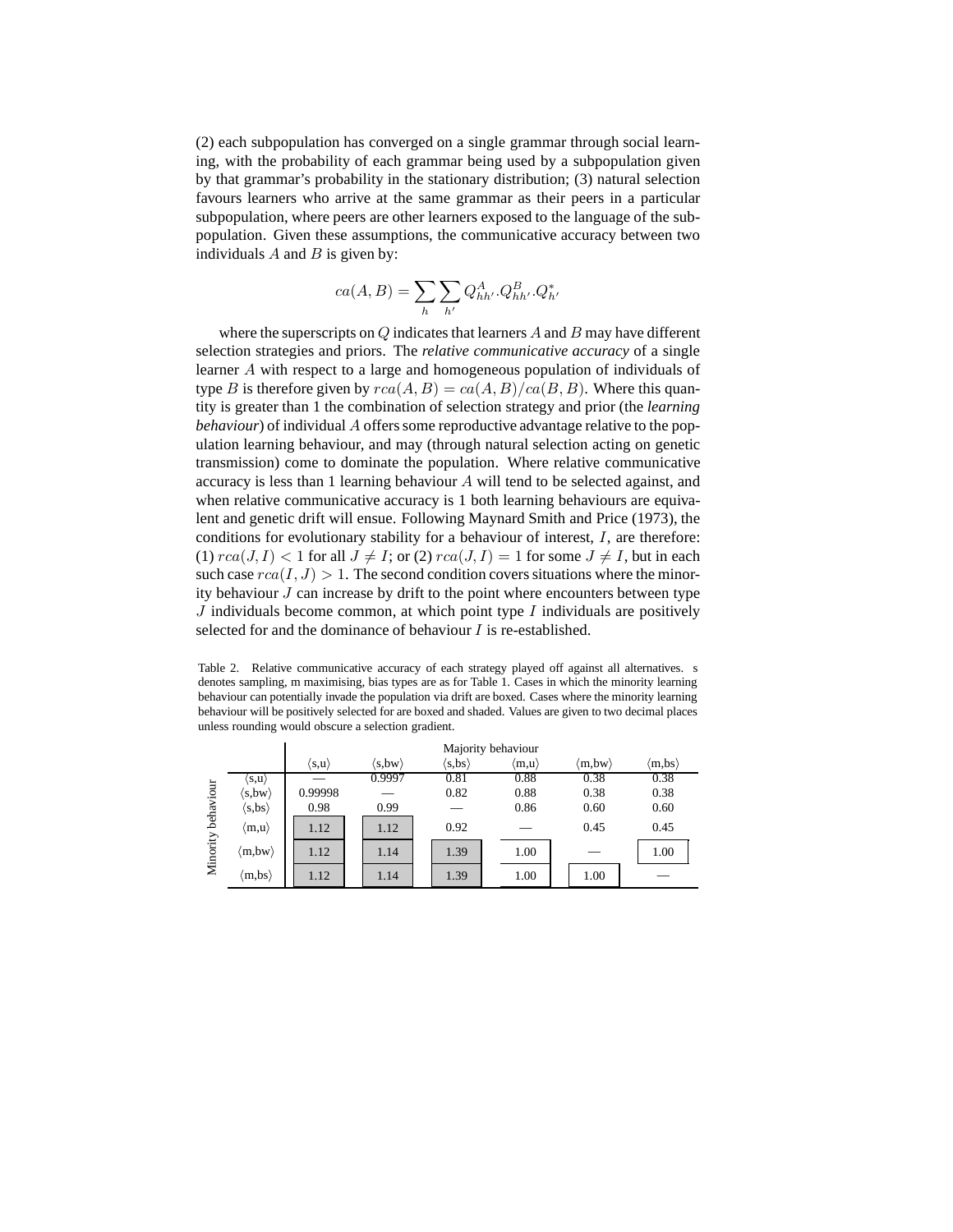(2) each subpopulation has converged on a single grammar through social learning, with the probability of each grammar being used by a subpopulation given by that grammar's probability in the stationary distribution; (3) natural selection favours learners who arrive at the same grammar as their peers in a particular subpopulation, where peers are other learners exposed to the language of the subpopulation. Given these assumptions, the communicative accuracy between two individuals $A$ and $B$ is given by:

$$ca(A, B) = \sum_{h} \sum_{h'} Q^{A}_{hh'}.Q^{B}_{hh'}.Q^{*}_{h'}$$

where the superscripts on $Q$ indicates that learners $A$ and $B$ may have different selection strategies and priors. The *relative communicative accuracy* of a single learner $A$ with respect to a large and homogeneous population of individuals of type $B$ is therefore given by $rca(A, B) = ca(A, B)/ca(B, B)$. Where this quantity is greater than 1 the combination of selection strategy and prior (the *learning behaviour*) of individual $A$ offers some reproductive advantage relative to the population learning behaviour, and may (through natural selection acting on genetic transmission) come to dominate the population. Where relative communicative accuracy is less than 1 learning behaviour $A$ will tend to be selected against, and when relative communicative accuracy is 1 both learning behaviours are equivalent and genetic drift will ensue. Following Maynard Smith and Price (1973), the conditions for evolutionary stability for a behaviour of interest, $I$, are therefore: (1) $rca(J, I) < 1$ for all $J \neq I$; or (2) $rca(J, I) = 1$ for some $J \neq I$, but in each such case $rca(I, J) > 1$. The second condition covers situations where the minority behaviour $J$ can increase by drift to the point where encounters between type $J$ individuals become common, at which point type $I$ individuals are positively selected for and the dominance of behaviour $I$ is re-established.

Table 2. Relative communicative accuracy of each strategy played off against all alternatives. s denotes sampling, m maximising, bias types are as for Table 1. Cases in which the minority learning behaviour can potentially invade the population via drift are boxed. Cases where the minority learning behaviour will be positively selected for are boxed and shaded. Values are given to two decimal places unless rounding would obscure a selection gradient.

| Minority behaviour | Majority behaviour: ⟨s,u⟩ | ⟨s,bw⟩ | ⟨s,bs⟩ | ⟨m,u⟩ | ⟨m,bw⟩ | ⟨m,bs⟩ |
|---|---|---|---|---|---|---|
| ⟨s,u⟩ | — | 0.9997 | 0.81 | 0.88 | 0.38 | 0.38 |
| ⟨s,bw⟩ | 0.99998 | — | 0.82 | 0.88 | 0.38 | 0.38 |
| ⟨s,bs⟩ | 0.98 | 0.99 | — | 0.86 | 0.60 | 0.60 |
| ⟨m,u⟩ | 1.12 | 1.12 | 0.92 | — | 0.45 | 0.45 |
| ⟨m,bw⟩ | 1.12 | 1.14 | 1.39 | 1.00 | — | 1.00 |
| ⟨m,bs⟩ | 1.12 | 1.14 | 1.39 | 1.00 | 1.00 | — |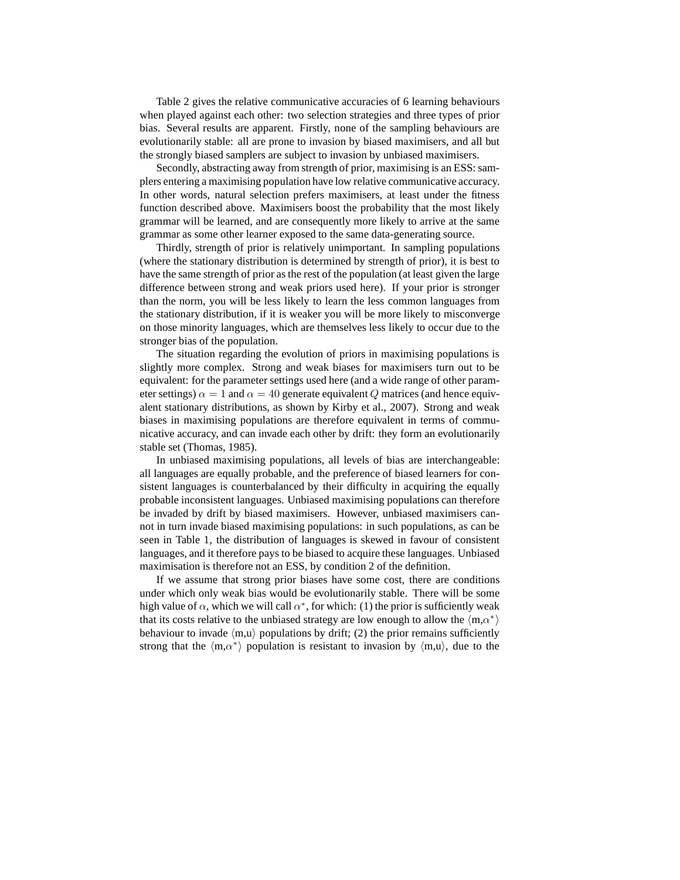Table 2 gives the relative communicative accuracies of 6 learning behaviours when played against each other: two selection strategies and three types of prior bias. Several results are apparent. Firstly, none of the sampling behaviours are evolutionarily stable: all are prone to invasion by biased maximisers, and all but the strongly biased samplers are subject to invasion by unbiased maximisers.

Secondly, abstracting away from strength of prior, maximising is an ESS: samplers entering a maximising population have low relative communicative accuracy. In other words, natural selection prefers maximisers, at least under the fitness function described above. Maximisers boost the probability that the most likely grammar will be learned, and are consequently more likely to arrive at the same grammar as some other learner exposed to the same data-generating source.

Thirdly, strength of prior is relatively unimportant. In sampling populations (where the stationary distribution is determined by strength of prior), it is best to have the same strength of prior as the rest of the population (at least given the large difference between strong and weak priors used here). If your prior is stronger than the norm, you will be less likely to learn the less common languages from the stationary distribution, if it is weaker you will be more likely to misconverge on those minority languages, which are themselves less likely to occur due to the stronger bias of the population.

The situation regarding the evolution of priors in maximising populations is slightly more complex. Strong and weak biases for maximisers turn out to be equivalent: for the parameter settings used here (and a wide range of other parameter settings) $\alpha = 1$ and $\alpha = 40$ generate equivalent $Q$ matrices (and hence equivalent stationary distributions, as shown by Kirby et al., 2007). Strong and weak biases in maximising populations are therefore equivalent in terms of communicative accuracy, and can invade each other by drift: they form an evolutionarily stable set (Thomas, 1985).

In unbiased maximising populations, all levels of bias are interchangeable: all languages are equally probable, and the preference of biased learners for consistent languages is counterbalanced by their difficulty in acquiring the equally probable inconsistent languages. Unbiased maximising populations can therefore be invaded by drift by biased maximisers. However, unbiased maximisers cannot in turn invade biased maximising populations: in such populations, as can be seen in Table 1, the distribution of languages is skewed in favour of consistent languages, and it therefore pays to be biased to acquire these languages. Unbiased maximisation is therefore not an ESS, by condition 2 of the definition.

If we assume that strong prior biases have some cost, there are conditions under which only weak bias would be evolutionarily stable. There will be some high value of $\alpha$, which we will call $\alpha^*$, for which: (1) the prior is sufficiently weak that its costs relative to the unbiased strategy are low enough to allow the $\langle$m,$\alpha^*\rangle$ behaviour to invade $\langle$m,u$\rangle$ populations by drift; (2) the prior remains sufficiently strong that the $\langle$m,$\alpha^*\rangle$ population is resistant to invasion by $\langle$m,u$\rangle$, due to the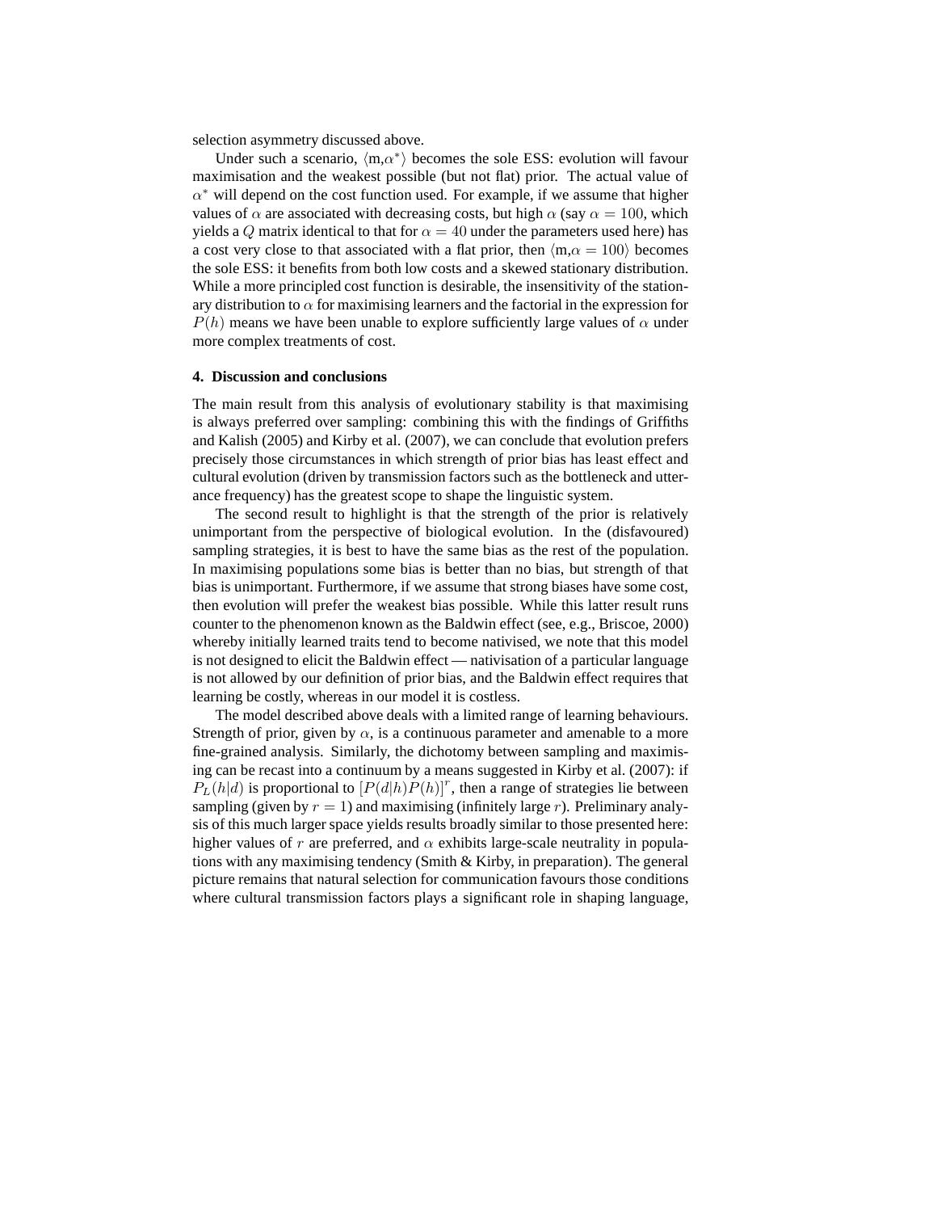selection asymmetry discussed above.

Under such a scenario, $\langle$m,$\alpha^*\rangle$ becomes the sole ESS: evolution will favour maximisation and the weakest possible (but not flat) prior. The actual value of $\alpha^*$ will depend on the cost function used. For example, if we assume that higher values of $\alpha$ are associated with decreasing costs, but high $\alpha$ (say $\alpha = 100$, which yields a $Q$ matrix identical to that for $\alpha = 40$ under the parameters used here) has a cost very close to that associated with a flat prior, then $\langle$m,$\alpha = 100\rangle$ becomes the sole ESS: it benefits from both low costs and a skewed stationary distribution. While a more principled cost function is desirable, the insensitivity of the stationary distribution to $\alpha$ for maximising learners and the factorial in the expression for $P(h)$ means we have been unable to explore sufficiently large values of $\alpha$ under more complex treatments of cost.

## 4. Discussion and conclusions

The main result from this analysis of evolutionary stability is that maximising is always preferred over sampling: combining this with the findings of Griffiths and Kalish (2005) and Kirby et al. (2007), we can conclude that evolution prefers precisely those circumstances in which strength of prior bias has least effect and cultural evolution (driven by transmission factors such as the bottleneck and utterance frequency) has the greatest scope to shape the linguistic system.

The second result to highlight is that the strength of the prior is relatively unimportant from the perspective of biological evolution. In the (disfavoured) sampling strategies, it is best to have the same bias as the rest of the population. In maximising populations some bias is better than no bias, but strength of that bias is unimportant. Furthermore, if we assume that strong biases have some cost, then evolution will prefer the weakest bias possible. While this latter result runs counter to the phenomenon known as the Baldwin effect (see, e.g., Briscoe, 2000) whereby initially learned traits tend to become nativised, we note that this model is not designed to elicit the Baldwin effect — nativisation of a particular language is not allowed by our definition of prior bias, and the Baldwin effect requires that learning be costly, whereas in our model it is costless.

The model described above deals with a limited range of learning behaviours. Strength of prior, given by $\alpha$, is a continuous parameter and amenable to a more fine-grained analysis. Similarly, the dichotomy between sampling and maximising can be recast into a continuum by a means suggested in Kirby et al. (2007): if $P_L(h|d)$ is proportional to $[P(d|h)P(h)]^r$, then a range of strategies lie between sampling (given by $r = 1$) and maximising (infinitely large $r$). Preliminary analysis of this much larger space yields results broadly similar to those presented here: higher values of $r$ are preferred, and $\alpha$ exhibits large-scale neutrality in populations with any maximising tendency (Smith & Kirby, in preparation). The general picture remains that natural selection for communication favours those conditions where cultural transmission factors plays a significant role in shaping language,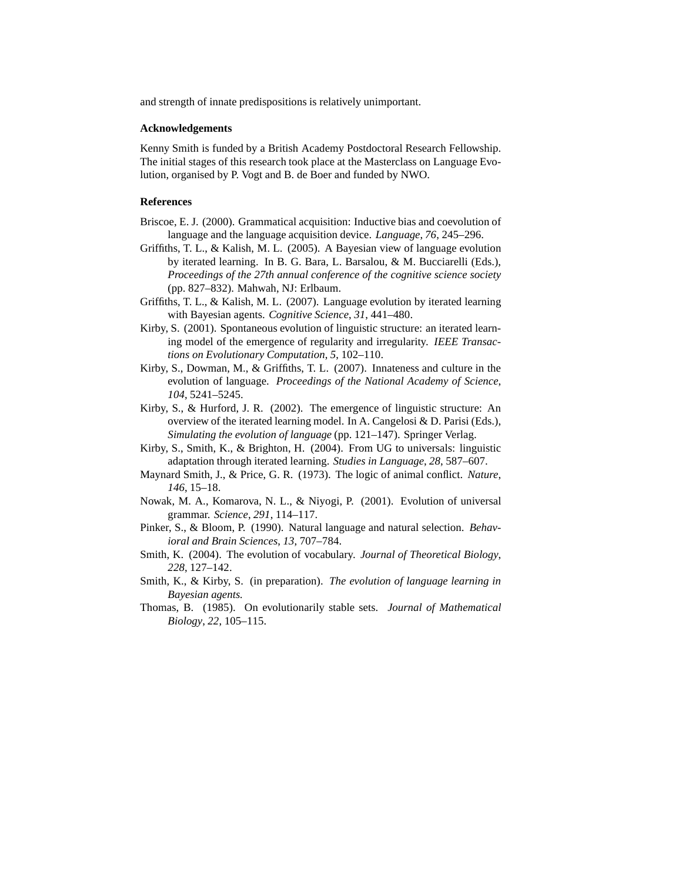and strength of innate predispositions is relatively unimportant.

### Acknowledgements

Kenny Smith is funded by a British Academy Postdoctoral Research Fellowship. The initial stages of this research took place at the Masterclass on Language Evolution, organised by P. Vogt and B. de Boer and funded by NWO.

### References

Briscoe, E. J. (2000). Grammatical acquisition: Inductive bias and coevolution of language and the language acquisition device. *Language*, *76*, 245–296.

Griffiths, T. L., & Kalish, M. L. (2005). A Bayesian view of language evolution by iterated learning. In B. G. Bara, L. Barsalou, & M. Bucciarelli (Eds.), *Proceedings of the 27th annual conference of the cognitive science society* (pp. 827–832). Mahwah, NJ: Erlbaum.

Griffiths, T. L., & Kalish, M. L. (2007). Language evolution by iterated learning with Bayesian agents. *Cognitive Science*, *31*, 441–480.

Kirby, S. (2001). Spontaneous evolution of linguistic structure: an iterated learning model of the emergence of regularity and irregularity. *IEEE Transactions on Evolutionary Computation*, *5*, 102–110.

Kirby, S., Dowman, M., & Griffiths, T. L. (2007). Innateness and culture in the evolution of language. *Proceedings of the National Academy of Science*, *104*, 5241–5245.

Kirby, S., & Hurford, J. R. (2002). The emergence of linguistic structure: An overview of the iterated learning model. In A. Cangelosi & D. Parisi (Eds.), *Simulating the evolution of language* (pp. 121–147). Springer Verlag.

Kirby, S., Smith, K., & Brighton, H. (2004). From UG to universals: linguistic adaptation through iterated learning. *Studies in Language*, *28*, 587–607.

Maynard Smith, J., & Price, G. R. (1973). The logic of animal conflict. *Nature*, *146*, 15–18.

Nowak, M. A., Komarova, N. L., & Niyogi, P. (2001). Evolution of universal grammar. *Science*, *291*, 114–117.

Pinker, S., & Bloom, P. (1990). Natural language and natural selection. *Behavioral and Brain Sciences*, *13*, 707–784.

Smith, K. (2004). The evolution of vocabulary. *Journal of Theoretical Biology*, *228*, 127–142.

Smith, K., & Kirby, S. (in preparation). *The evolution of language learning in Bayesian agents.*

Thomas, B. (1985). On evolutionarily stable sets. *Journal of Mathematical Biology*, *22*, 105–115.